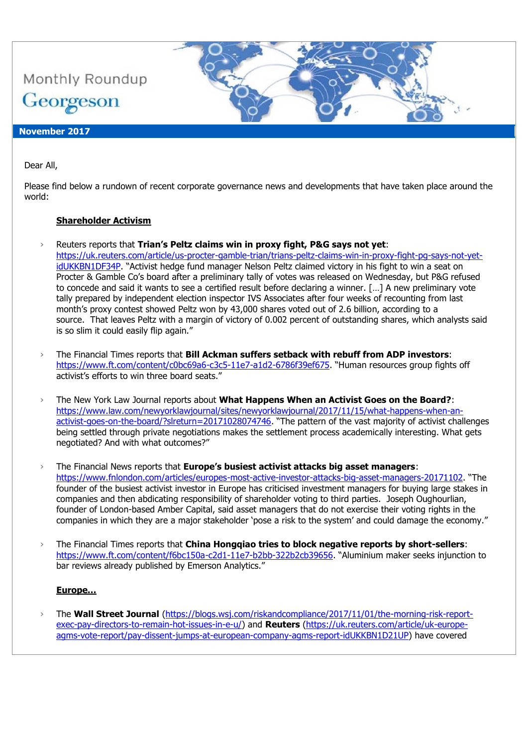Monthly Roundup

Georgeson

**November 2017**

Dear All,

Please find below a rundown of recent corporate governance news and developments that have taken place around the world:

## Shareholder Activism

- Reuters reports that **Trian's Peltz claims win in proxy fight, P&G says not yet**: https://uk.reuters.com/article/us-procter-gamble-trian/trians-peltz-claims-win-in-proxy-fight-pg-says-not-yet-idUKKBN1DF34P. "Activist hedge fund manager Nelson Peltz claimed victory in his fight to win a seat on Procter & Gamble Co's board after a preliminary tally of votes was released on Wednesday, but P&G refused to concede and said it wants to see a certified result before declaring a winner. […] A new preliminary vote tally prepared by independent election inspector IVS Associates after four weeks of recounting from last month's proxy contest showed Peltz won by 43,000 shares voted out of 2.6 billion, according to a source. That leaves Peltz with a margin of victory of 0.002 percent of outstanding shares, which analysts said is so slim it could easily flip again."

- The Financial Times reports that **Bill Ackman suffers setback with rebuff from ADP investors**: https://www.ft.com/content/c0bc69a6-c3c5-11e7-a1d2-6786f39ef675. "Human resources group fights off activist's efforts to win three board seats."

- The New York Law Journal reports about **What Happens When an Activist Goes on the Board?**: https://www.law.com/newyorklawjournal/sites/newyorklawjournal/2017/11/15/what-happens-when-an-activist-goes-on-the-board/?slreturn=20171028074746. "The pattern of the vast majority of activist challenges being settled through private negotiations makes the settlement process academically interesting. What gets negotiated? And with what outcomes?"

- The Financial News reports that **Europe's busiest activist attacks big asset managers**: https://www.fnlondon.com/articles/europes-most-active-investor-attacks-big-asset-managers-20171102. "The founder of the busiest activist investor in Europe has criticised investment managers for buying large stakes in companies and then abdicating responsibility of shareholder voting to third parties. Joseph Oughourlian, founder of London-based Amber Capital, said asset managers that do not exercise their voting rights in the companies in which they are a major stakeholder 'pose a risk to the system' and could damage the economy."

- The Financial Times reports that **China Hongqiao tries to block negative reports by short-sellers**: https://www.ft.com/content/f6bc150a-c2d1-11e7-b2bb-322b2cb39656. "Aluminium maker seeks injunction to bar reviews already published by Emerson Analytics."

## Europe…

- The **Wall Street Journal** (https://blogs.wsj.com/riskandcompliance/2017/11/01/the-morning-risk-report-exec-pay-directors-to-remain-hot-issues-in-e-u/) and **Reuters** (https://uk.reuters.com/article/uk-europe-agms-vote-report/pay-dissent-jumps-at-european-company-agms-report-idUKKBN1D21UP) have covered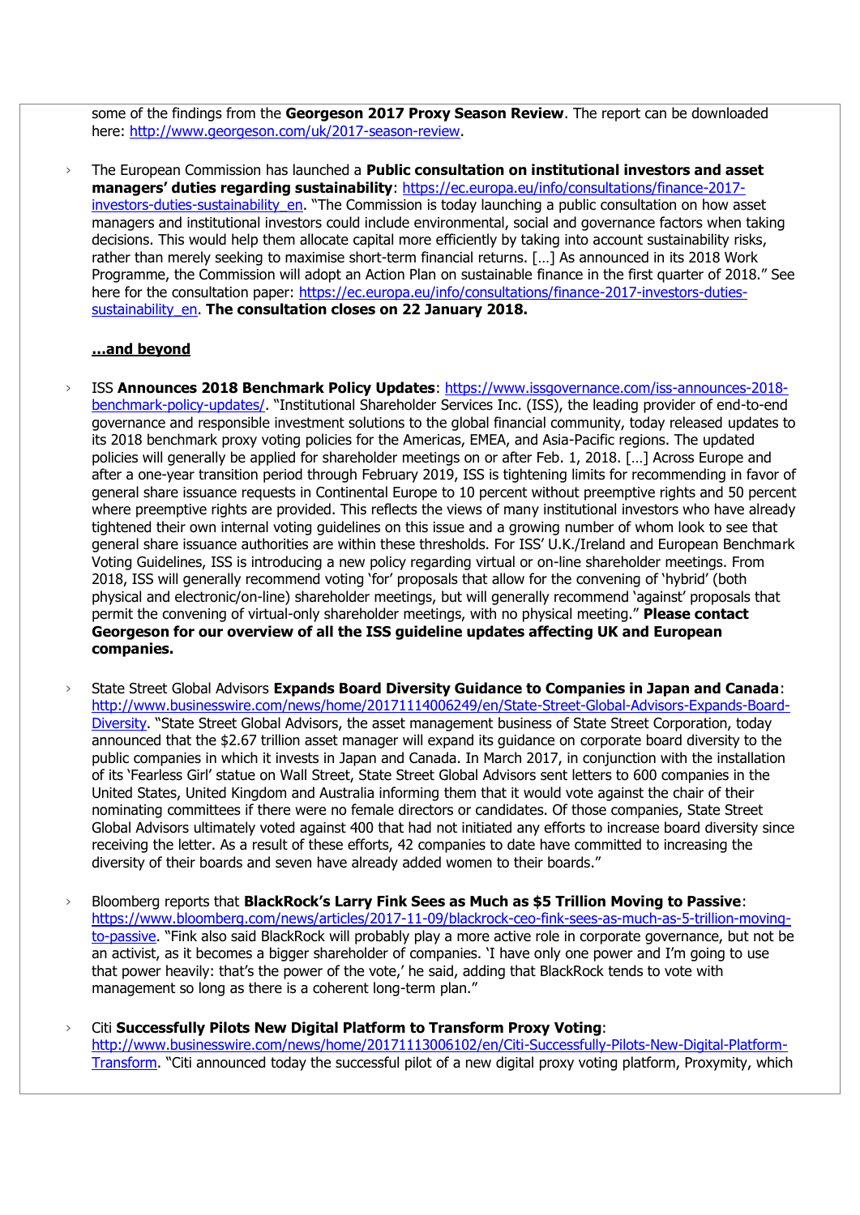some of the findings from the **Georgeson 2017 Proxy Season Review**. The report can be downloaded here: http://www.georgeson.com/uk/2017-season-review.

- The European Commission has launched a **Public consultation on institutional investors and asset managers' duties regarding sustainability**: https://ec.europa.eu/info/consultations/finance-2017-investors-duties-sustainability_en. "The Commission is today launching a public consultation on how asset managers and institutional investors could include environmental, social and governance factors when taking decisions. This would help them allocate capital more efficiently by taking into account sustainability risks, rather than merely seeking to maximise short-term financial returns. […] As announced in its 2018 Work Programme, the Commission will adopt an Action Plan on sustainable finance in the first quarter of 2018." See here for the consultation paper: https://ec.europa.eu/info/consultations/finance-2017-investors-duties-sustainability_en. **The consultation closes on 22 January 2018.**

**...and beyond**

- ISS **Announces 2018 Benchmark Policy Updates**: https://www.issgovernance.com/iss-announces-2018-benchmark-policy-updates/. "Institutional Shareholder Services Inc. (ISS), the leading provider of end-to-end governance and responsible investment solutions to the global financial community, today released updates to its 2018 benchmark proxy voting policies for the Americas, EMEA, and Asia-Pacific regions. The updated policies will generally be applied for shareholder meetings on or after Feb. 1, 2018. […] Across Europe and after a one-year transition period through February 2019, ISS is tightening limits for recommending in favor of general share issuance requests in Continental Europe to 10 percent without preemptive rights and 50 percent where preemptive rights are provided. This reflects the views of many institutional investors who have already tightened their own internal voting guidelines on this issue and a growing number of whom look to see that general share issuance authorities are within these thresholds. For ISS' U.K./Ireland and European Benchmark Voting Guidelines, ISS is introducing a new policy regarding virtual or on-line shareholder meetings. From 2018, ISS will generally recommend voting 'for' proposals that allow for the convening of 'hybrid' (both physical and electronic/on-line) shareholder meetings, but will generally recommend 'against' proposals that permit the convening of virtual-only shareholder meetings, with no physical meeting." **Please contact Georgeson for our overview of all the ISS guideline updates affecting UK and European companies.**

- State Street Global Advisors **Expands Board Diversity Guidance to Companies in Japan and Canada**: http://www.businesswire.com/news/home/20171114006249/en/State-Street-Global-Advisors-Expands-Board-Diversity. "State Street Global Advisors, the asset management business of State Street Corporation, today announced that the $2.67 trillion asset manager will expand its guidance on corporate board diversity to the public companies in which it invests in Japan and Canada. In March 2017, in conjunction with the installation of its 'Fearless Girl' statue on Wall Street, State Street Global Advisors sent letters to 600 companies in the United States, United Kingdom and Australia informing them that it would vote against the chair of their nominating committees if there were no female directors or candidates. Of those companies, State Street Global Advisors ultimately voted against 400 that had not initiated any efforts to increase board diversity since receiving the letter. As a result of these efforts, 42 companies to date have committed to increasing the diversity of their boards and seven have already added women to their boards."

- Bloomberg reports that **BlackRock's Larry Fink Sees as Much as $5 Trillion Moving to Passive**: https://www.bloomberg.com/news/articles/2017-11-09/blackrock-ceo-fink-sees-as-much-as-5-trillion-moving-to-passive. "Fink also said BlackRock will probably play a more active role in corporate governance, but not be an activist, as it becomes a bigger shareholder of companies. 'I have only one power and I'm going to use that power heavily: that's the power of the vote,' he said, adding that BlackRock tends to vote with management so long as there is a coherent long-term plan."

- Citi **Successfully Pilots New Digital Platform to Transform Proxy Voting**: http://www.businesswire.com/news/home/20171113006102/en/Citi-Successfully-Pilots-New-Digital-Platform-Transform. "Citi announced today the successful pilot of a new digital proxy voting platform, Proxymity, which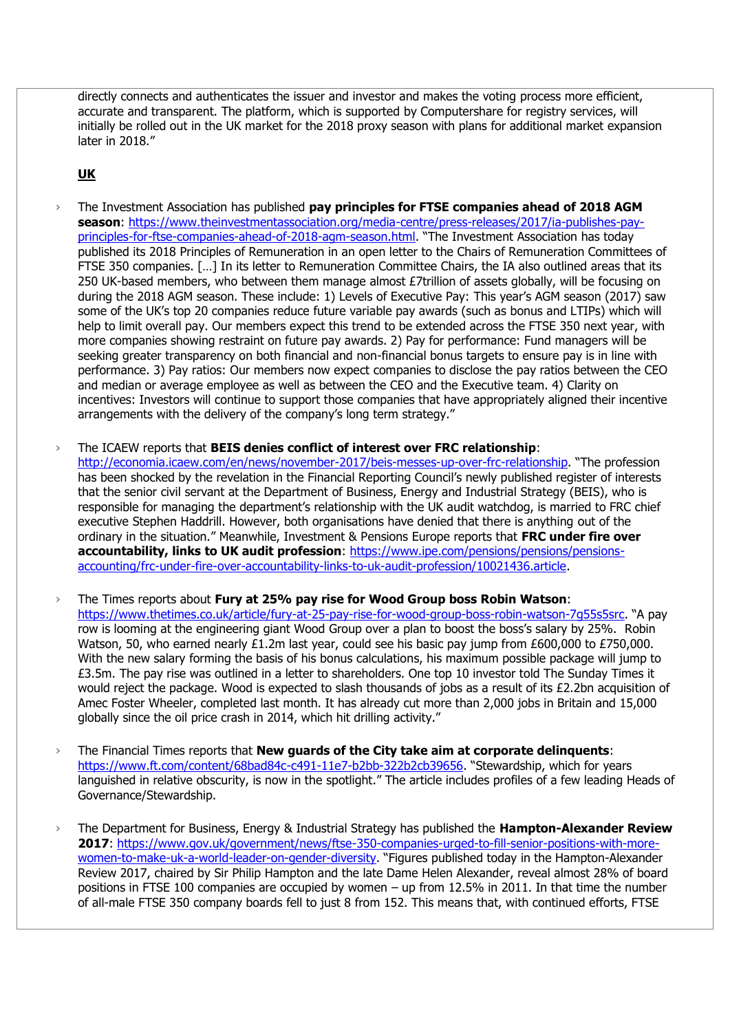directly connects and authenticates the issuer and investor and makes the voting process more efficient, accurate and transparent. The platform, which is supported by Computershare for registry services, will initially be rolled out in the UK market for the 2018 proxy season with plans for additional market expansion later in 2018."

## UK

- The Investment Association has published **pay principles for FTSE companies ahead of 2018 AGM season**: https://www.theinvestmentassociation.org/media-centre/press-releases/2017/ia-publishes-pay-principles-for-ftse-companies-ahead-of-2018-agm-season.html. "The Investment Association has today published its 2018 Principles of Remuneration in an open letter to the Chairs of Remuneration Committees of FTSE 350 companies. […] In its letter to Remuneration Committee Chairs, the IA also outlined areas that its 250 UK-based members, who between them manage almost £7trillion of assets globally, will be focusing on during the 2018 AGM season. These include: 1) Levels of Executive Pay: This year's AGM season (2017) saw some of the UK's top 20 companies reduce future variable pay awards (such as bonus and LTIPs) which will help to limit overall pay. Our members expect this trend to be extended across the FTSE 350 next year, with more companies showing restraint on future pay awards. 2) Pay for performance: Fund managers will be seeking greater transparency on both financial and non-financial bonus targets to ensure pay is in line with performance. 3) Pay ratios: Our members now expect companies to disclose the pay ratios between the CEO and median or average employee as well as between the CEO and the Executive team. 4) Clarity on incentives: Investors will continue to support those companies that have appropriately aligned their incentive arrangements with the delivery of the company's long term strategy."

- The ICAEW reports that **BEIS denies conflict of interest over FRC relationship**: http://economia.icaew.com/en/news/november-2017/beis-messes-up-over-frc-relationship. "The profession has been shocked by the revelation in the Financial Reporting Council's newly published register of interests that the senior civil servant at the Department of Business, Energy and Industrial Strategy (BEIS), who is responsible for managing the department's relationship with the UK audit watchdog, is married to FRC chief executive Stephen Haddrill. However, both organisations have denied that there is anything out of the ordinary in the situation." Meanwhile, Investment & Pensions Europe reports that **FRC under fire over accountability, links to UK audit profession**: https://www.ipe.com/pensions/pensions/pensions-accounting/frc-under-fire-over-accountability-links-to-uk-audit-profession/10021436.article.

- The Times reports about **Fury at 25% pay rise for Wood Group boss Robin Watson**: https://www.thetimes.co.uk/article/fury-at-25-pay-rise-for-wood-group-boss-robin-watson-7g55s5src. "A pay row is looming at the engineering giant Wood Group over a plan to boost the boss's salary by 25%. Robin Watson, 50, who earned nearly £1.2m last year, could see his basic pay jump from £600,000 to £750,000. With the new salary forming the basis of his bonus calculations, his maximum possible package will jump to £3.5m. The pay rise was outlined in a letter to shareholders. One top 10 investor told The Sunday Times it would reject the package. Wood is expected to slash thousands of jobs as a result of its £2.2bn acquisition of Amec Foster Wheeler, completed last month. It has already cut more than 2,000 jobs in Britain and 15,000 globally since the oil price crash in 2014, which hit drilling activity."

- The Financial Times reports that **New guards of the City take aim at corporate delinquents**: https://www.ft.com/content/68bad84c-c491-11e7-b2bb-322b2cb39656. "Stewardship, which for years languished in relative obscurity, is now in the spotlight." The article includes profiles of a few leading Heads of Governance/Stewardship.

- The Department for Business, Energy & Industrial Strategy has published the **Hampton-Alexander Review 2017**: https://www.gov.uk/government/news/ftse-350-companies-urged-to-fill-senior-positions-with-more-women-to-make-uk-a-world-leader-on-gender-diversity. "Figures published today in the Hampton-Alexander Review 2017, chaired by Sir Philip Hampton and the late Dame Helen Alexander, reveal almost 28% of board positions in FTSE 100 companies are occupied by women – up from 12.5% in 2011. In that time the number of all-male FTSE 350 company boards fell to just 8 from 152. This means that, with continued efforts, FTSE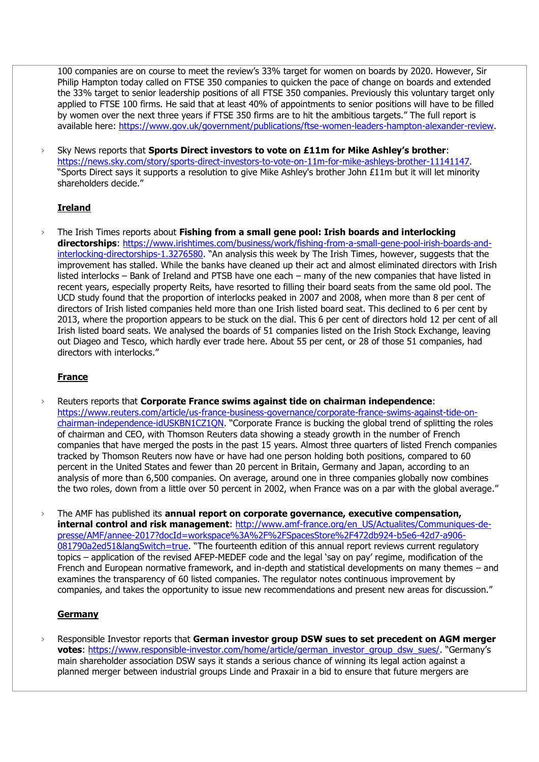100 companies are on course to meet the review's 33% target for women on boards by 2020. However, Sir Philip Hampton today called on FTSE 350 companies to quicken the pace of change on boards and extended the 33% target to senior leadership positions of all FTSE 350 companies. Previously this voluntary target only applied to FTSE 100 firms. He said that at least 40% of appointments to senior positions will have to be filled by women over the next three years if FTSE 350 firms are to hit the ambitious targets." The full report is available here: https://www.gov.uk/government/publications/ftse-women-leaders-hampton-alexander-review.

- Sky News reports that **Sports Direct investors to vote on £11m for Mike Ashley's brother**: https://news.sky.com/story/sports-direct-investors-to-vote-on-11m-for-mike-ashleys-brother-11141147. "Sports Direct says it supports a resolution to give Mike Ashley's brother John £11m but it will let minority shareholders decide."

**Ireland**

- The Irish Times reports about **Fishing from a small gene pool: Irish boards and interlocking directorships**: https://www.irishtimes.com/business/work/fishing-from-a-small-gene-pool-irish-boards-and-interlocking-directorships-1.3276580. "An analysis this week by The Irish Times, however, suggests that the improvement has stalled. While the banks have cleaned up their act and almost eliminated directors with Irish listed interlocks – Bank of Ireland and PTSB have one each – many of the new companies that have listed in recent years, especially property Reits, have resorted to filling their board seats from the same old pool. The UCD study found that the proportion of interlocks peaked in 2007 and 2008, when more than 8 per cent of directors of Irish listed companies held more than one Irish listed board seat. This declined to 6 per cent by 2013, where the proportion appears to be stuck on the dial. This 6 per cent of directors hold 12 per cent of all Irish listed board seats. We analysed the boards of 51 companies listed on the Irish Stock Exchange, leaving out Diageo and Tesco, which hardly ever trade here. About 55 per cent, or 28 of those 51 companies, had directors with interlocks."

**France**

- Reuters reports that **Corporate France swims against tide on chairman independence**: https://www.reuters.com/article/us-france-business-governance/corporate-france-swims-against-tide-on-chairman-independence-idUSKBN1CZ1QN. "Corporate France is bucking the global trend of splitting the roles of chairman and CEO, with Thomson Reuters data showing a steady growth in the number of French companies that have merged the posts in the past 15 years. Almost three quarters of listed French companies tracked by Thomson Reuters now have or have had one person holding both positions, compared to 60 percent in the United States and fewer than 20 percent in Britain, Germany and Japan, according to an analysis of more than 6,500 companies. On average, around one in three companies globally now combines the two roles, down from a little over 50 percent in 2002, when France was on a par with the global average."

- The AMF has published its **annual report on corporate governance, executive compensation, internal control and risk management**: http://www.amf-france.org/en_US/Actualites/Communiques-de-presse/AMF/annee-2017?docId=workspace%3A%2F%2FSpacesStore%2F472db924-b5e6-42d7-a906-081790a2ed51&langSwitch=true. "The fourteenth edition of this annual report reviews current regulatory topics – application of the revised AFEP-MEDEF code and the legal 'say on pay' regime, modification of the French and European normative framework, and in-depth and statistical developments on many themes – and examines the transparency of 60 listed companies. The regulator notes continuous improvement by companies, and takes the opportunity to issue new recommendations and present new areas for discussion."

**Germany**

- Responsible Investor reports that **German investor group DSW sues to set precedent on AGM merger votes**: https://www.responsible-investor.com/home/article/german_investor_group_dsw_sues/. "Germany's main shareholder association DSW says it stands a serious chance of winning its legal action against a planned merger between industrial groups Linde and Praxair in a bid to ensure that future mergers are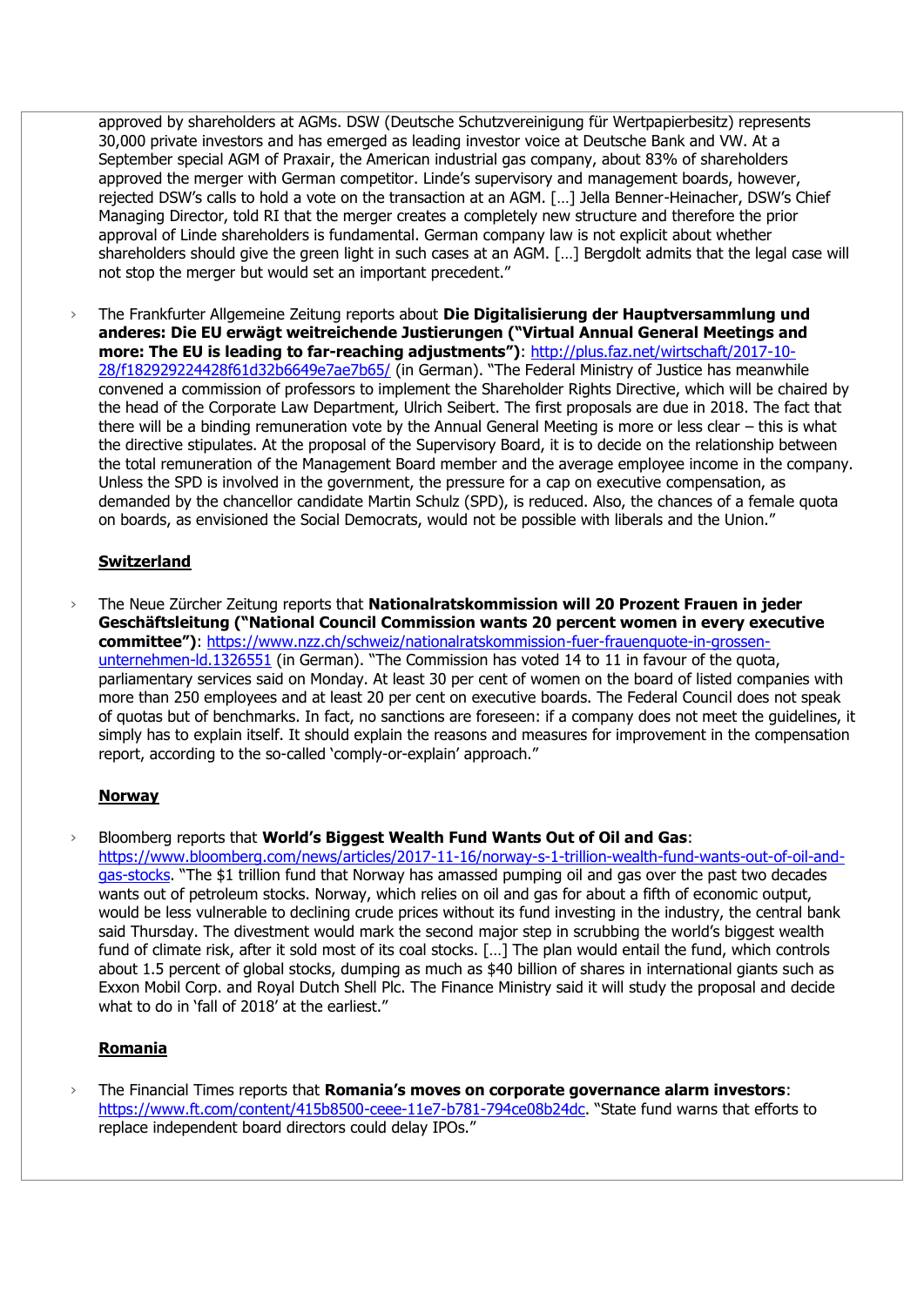approved by shareholders at AGMs. DSW (Deutsche Schutzvereinigung für Wertpapierbesitz) represents 30,000 private investors and has emerged as leading investor voice at Deutsche Bank and VW. At a September special AGM of Praxair, the American industrial gas company, about 83% of shareholders approved the merger with German competitor. Linde's supervisory and management boards, however, rejected DSW's calls to hold a vote on the transaction at an AGM. […] Jella Benner-Heinacher, DSW's Chief Managing Director, told RI that the merger creates a completely new structure and therefore the prior approval of Linde shareholders is fundamental. German company law is not explicit about whether shareholders should give the green light in such cases at an AGM. […] Bergdolt admits that the legal case will not stop the merger but would set an important precedent."

- The Frankfurter Allgemeine Zeitung reports about **Die Digitalisierung der Hauptversammlung und anderes: Die EU erwägt weitreichende Justierungen ("Virtual Annual General Meetings and more: The EU is leading to far-reaching adjustments")**: http://plus.faz.net/wirtschaft/2017-10-28/f182929224428f61d32b6649e7ae7b65/ (in German). "The Federal Ministry of Justice has meanwhile convened a commission of professors to implement the Shareholder Rights Directive, which will be chaired by the head of the Corporate Law Department, Ulrich Seibert. The first proposals are due in 2018. The fact that there will be a binding remuneration vote by the Annual General Meeting is more or less clear – this is what the directive stipulates. At the proposal of the Supervisory Board, it is to decide on the relationship between the total remuneration of the Management Board member and the average employee income in the company. Unless the SPD is involved in the government, the pressure for a cap on executive compensation, as demanded by the chancellor candidate Martin Schulz (SPD), is reduced. Also, the chances of a female quota on boards, as envisioned the Social Democrats, would not be possible with liberals and the Union."

## Switzerland

- The Neue Zürcher Zeitung reports that **Nationalratskommission will 20 Prozent Frauen in jeder Geschäftsleitung ("National Council Commission wants 20 percent women in every executive committee")**: https://www.nzz.ch/schweiz/nationalratskommission-fuer-frauenquote-in-grossen-unternehmen-ld.1326551 (in German). "The Commission has voted 14 to 11 in favour of the quota, parliamentary services said on Monday. At least 30 per cent of women on the board of listed companies with more than 250 employees and at least 20 per cent on executive boards. The Federal Council does not speak of quotas but of benchmarks. In fact, no sanctions are foreseen: if a company does not meet the guidelines, it simply has to explain itself. It should explain the reasons and measures for improvement in the compensation report, according to the so-called 'comply-or-explain' approach."

## Norway

- Bloomberg reports that **World's Biggest Wealth Fund Wants Out of Oil and Gas**: https://www.bloomberg.com/news/articles/2017-11-16/norway-s-1-trillion-wealth-fund-wants-out-of-oil-and-gas-stocks. "The $1 trillion fund that Norway has amassed pumping oil and gas over the past two decades wants out of petroleum stocks. Norway, which relies on oil and gas for about a fifth of economic output, would be less vulnerable to declining crude prices without its fund investing in the industry, the central bank said Thursday. The divestment would mark the second major step in scrubbing the world's biggest wealth fund of climate risk, after it sold most of its coal stocks. […] The plan would entail the fund, which controls about 1.5 percent of global stocks, dumping as much as $40 billion of shares in international giants such as Exxon Mobil Corp. and Royal Dutch Shell Plc. The Finance Ministry said it will study the proposal and decide what to do in 'fall of 2018' at the earliest."

## Romania

- The Financial Times reports that **Romania's moves on corporate governance alarm investors**: https://www.ft.com/content/415b8500-ceee-11e7-b781-794ce08b24dc. "State fund warns that efforts to replace independent board directors could delay IPOs."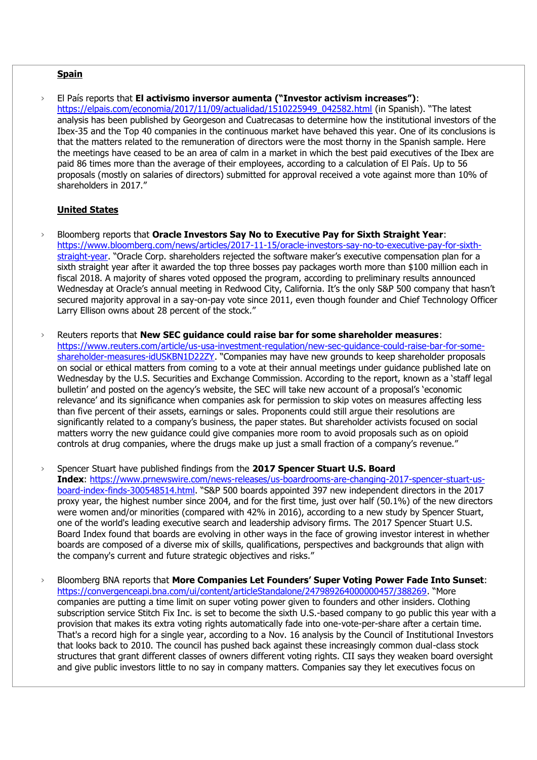**Spain**

- El País reports that **El activismo inversor aumenta ("Investor activism increases")**: https://elpais.com/economia/2017/11/09/actualidad/1510225949_042582.html (in Spanish). "The latest analysis has been published by Georgeson and Cuatrecasas to determine how the institutional investors of the Ibex-35 and the Top 40 companies in the continuous market have behaved this year. One of its conclusions is that the matters related to the remuneration of directors were the most thorny in the Spanish sample. Here the meetings have ceased to be an area of calm in a market in which the best paid executives of the Ibex are paid 86 times more than the average of their employees, according to a calculation of El País. Up to 56 proposals (mostly on salaries of directors) submitted for approval received a vote against more than 10% of shareholders in 2017."

**United States**

- Bloomberg reports that **Oracle Investors Say No to Executive Pay for Sixth Straight Year**: https://www.bloomberg.com/news/articles/2017-11-15/oracle-investors-say-no-to-executive-pay-for-sixth-straight-year. "Oracle Corp. shareholders rejected the software maker's executive compensation plan for a sixth straight year after it awarded the top three bosses pay packages worth more than $100 million each in fiscal 2018. A majority of shares voted opposed the program, according to preliminary results announced Wednesday at Oracle's annual meeting in Redwood City, California. It's the only S&P 500 company that hasn't secured majority approval in a say-on-pay vote since 2011, even though founder and Chief Technology Officer Larry Ellison owns about 28 percent of the stock."

- Reuters reports that **New SEC guidance could raise bar for some shareholder measures**: https://www.reuters.com/article/us-usa-investment-regulation/new-sec-guidance-could-raise-bar-for-some-shareholder-measures-idUSKBN1D22ZY. "Companies may have new grounds to keep shareholder proposals on social or ethical matters from coming to a vote at their annual meetings under guidance published late on Wednesday by the U.S. Securities and Exchange Commission. According to the report, known as a 'staff legal bulletin' and posted on the agency's website, the SEC will take new account of a proposal's 'economic relevance' and its significance when companies ask for permission to skip votes on measures affecting less than five percent of their assets, earnings or sales. Proponents could still argue their resolutions are significantly related to a company's business, the paper states. But shareholder activists focused on social matters worry the new guidance could give companies more room to avoid proposals such as on opioid controls at drug companies, where the drugs make up just a small fraction of a company's revenue."

- Spencer Stuart have published findings from the **2017 Spencer Stuart U.S. Board Index**: https://www.prnewswire.com/news-releases/us-boardrooms-are-changing-2017-spencer-stuart-us-board-index-finds-300548514.html. "S&P 500 boards appointed 397 new independent directors in the 2017 proxy year, the highest number since 2004, and for the first time, just over half (50.1%) of the new directors were women and/or minorities (compared with 42% in 2016), according to a new study by Spencer Stuart, one of the world's leading executive search and leadership advisory firms. The 2017 Spencer Stuart U.S. Board Index found that boards are evolving in other ways in the face of growing investor interest in whether boards are composed of a diverse mix of skills, qualifications, perspectives and backgrounds that align with the company's current and future strategic objectives and risks."

- Bloomberg BNA reports that **More Companies Let Founders' Super Voting Power Fade Into Sunset**: https://convergenceapi.bna.com/ui/content/articleStandalone/247989264000000457/388269. "More companies are putting a time limit on super voting power given to founders and other insiders. Clothing subscription service Stitch Fix Inc. is set to become the sixth U.S.-based company to go public this year with a provision that makes its extra voting rights automatically fade into one-vote-per-share after a certain time. That's a record high for a single year, according to a Nov. 16 analysis by the Council of Institutional Investors that looks back to 2010. The council has pushed back against these increasingly common dual-class stock structures that grant different classes of owners different voting rights. CII says they weaken board oversight and give public investors little to no say in company matters. Companies say they let executives focus on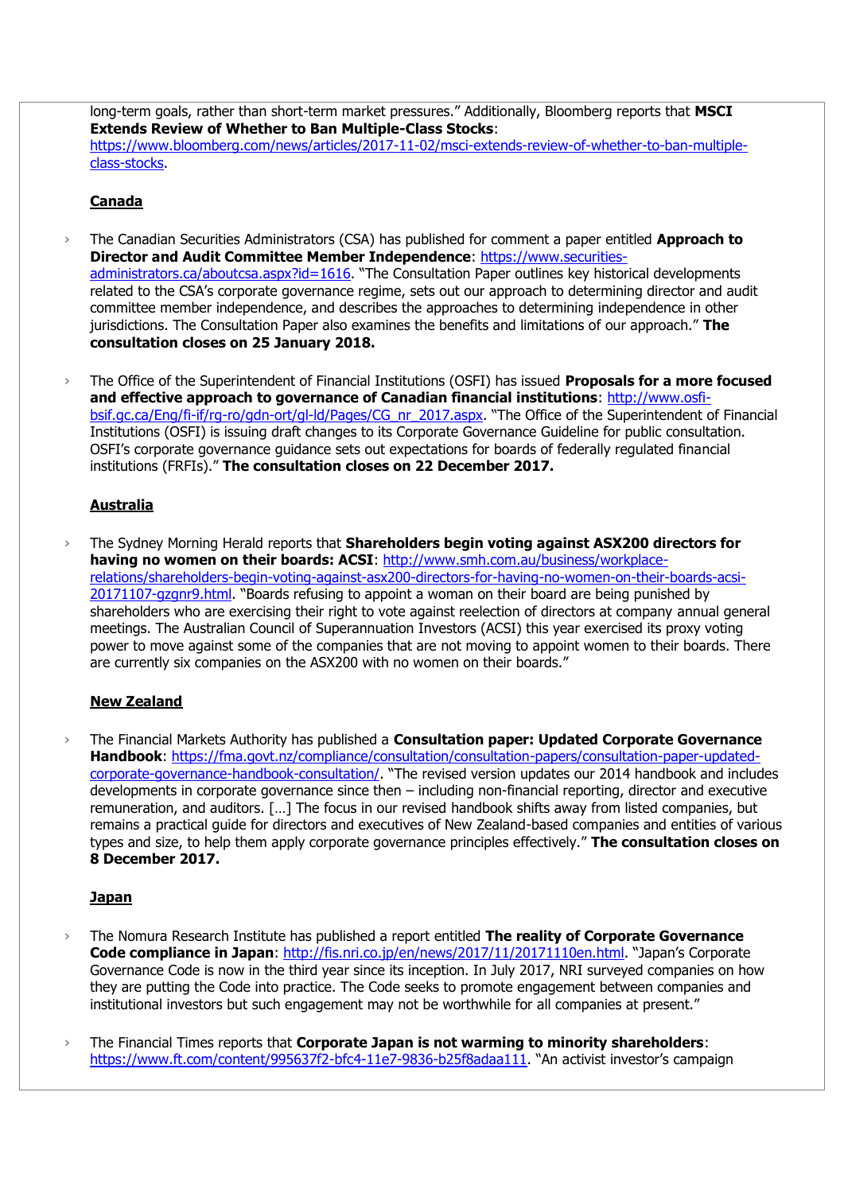long-term goals, rather than short-term market pressures." Additionally, Bloomberg reports that **MSCI Extends Review of Whether to Ban Multiple-Class Stocks**: https://www.bloomberg.com/news/articles/2017-11-02/msci-extends-review-of-whether-to-ban-multiple-class-stocks.

## Canada

- The Canadian Securities Administrators (CSA) has published for comment a paper entitled **Approach to Director and Audit Committee Member Independence**: https://www.securities-administrators.ca/aboutcsa.aspx?id=1616. "The Consultation Paper outlines key historical developments related to the CSA's corporate governance regime, sets out our approach to determining director and audit committee member independence, and describes the approaches to determining independence in other jurisdictions. The Consultation Paper also examines the benefits and limitations of our approach." **The consultation closes on 25 January 2018.**

- The Office of the Superintendent of Financial Institutions (OSFI) has issued **Proposals for a more focused and effective approach to governance of Canadian financial institutions**: http://www.osfi-bsif.gc.ca/Eng/fi-if/rg-ro/gdn-ort/gl-ld/Pages/CG_nr_2017.aspx. "The Office of the Superintendent of Financial Institutions (OSFI) is issuing draft changes to its Corporate Governance Guideline for public consultation. OSFI's corporate governance guidance sets out expectations for boards of federally regulated financial institutions (FRFIs)." **The consultation closes on 22 December 2017.**

## Australia

- The Sydney Morning Herald reports that **Shareholders begin voting against ASX200 directors for having no women on their boards: ACSI**: http://www.smh.com.au/business/workplace-relations/shareholders-begin-voting-against-asx200-directors-for-having-no-women-on-their-boards-acsi-20171107-gzgnr9.html. "Boards refusing to appoint a woman on their board are being punished by shareholders who are exercising their right to vote against reelection of directors at company annual general meetings. The Australian Council of Superannuation Investors (ACSI) this year exercised its proxy voting power to move against some of the companies that are not moving to appoint women to their boards. There are currently six companies on the ASX200 with no women on their boards."

## New Zealand

- The Financial Markets Authority has published a **Consultation paper: Updated Corporate Governance Handbook**: https://fma.govt.nz/compliance/consultation/consultation-papers/consultation-paper-updated-corporate-governance-handbook-consultation/. "The revised version updates our 2014 handbook and includes developments in corporate governance since then – including non-financial reporting, director and executive remuneration, and auditors. […] The focus in our revised handbook shifts away from listed companies, but remains a practical guide for directors and executives of New Zealand-based companies and entities of various types and size, to help them apply corporate governance principles effectively." **The consultation closes on 8 December 2017.**

## Japan

- The Nomura Research Institute has published a report entitled **The reality of Corporate Governance Code compliance in Japan**: http://fis.nri.co.jp/en/news/2017/11/20171110en.html. "Japan's Corporate Governance Code is now in the third year since its inception. In July 2017, NRI surveyed companies on how they are putting the Code into practice. The Code seeks to promote engagement between companies and institutional investors but such engagement may not be worthwhile for all companies at present."

- The Financial Times reports that **Corporate Japan is not warming to minority shareholders**: https://www.ft.com/content/995637f2-bfc4-11e7-9836-b25f8adaa111. "An activist investor's campaign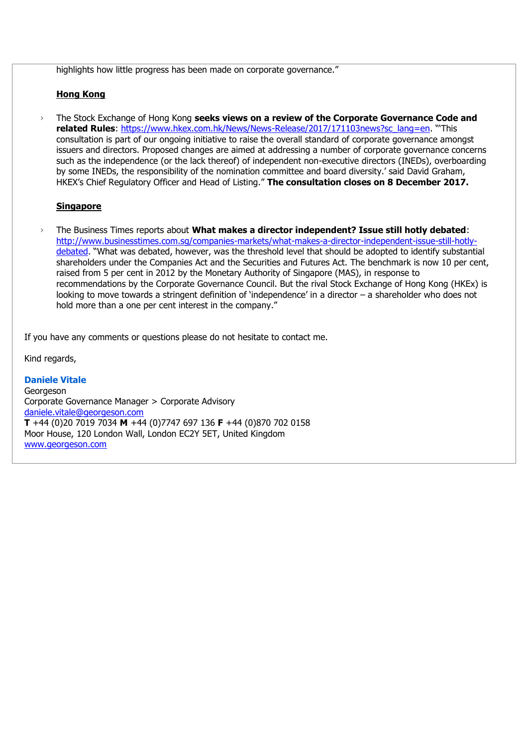highlights how little progress has been made on corporate governance."

**Hong Kong**

- The Stock Exchange of Hong Kong **seeks views on a review of the Corporate Governance Code and related Rules**: https://www.hkex.com.hk/News/News-Release/2017/171103news?sc_lang=en. "'This consultation is part of our ongoing initiative to raise the overall standard of corporate governance amongst issuers and directors. Proposed changes are aimed at addressing a number of corporate governance concerns such as the independence (or the lack thereof) of independent non-executive directors (INEDs), overboarding by some INEDs, the responsibility of the nomination committee and board diversity.' said David Graham, HKEX's Chief Regulatory Officer and Head of Listing." **The consultation closes on 8 December 2017.**

**Singapore**

- The Business Times reports about **What makes a director independent? Issue still hotly debated**: http://www.businesstimes.com.sg/companies-markets/what-makes-a-director-independent-issue-still-hotly-debated. "What was debated, however, was the threshold level that should be adopted to identify substantial shareholders under the Companies Act and the Securities and Futures Act. The benchmark is now 10 per cent, raised from 5 per cent in 2012 by the Monetary Authority of Singapore (MAS), in response to recommendations by the Corporate Governance Council. But the rival Stock Exchange of Hong Kong (HKEx) is looking to move towards a stringent definition of 'independence' in a director – a shareholder who does not hold more than a one per cent interest in the company."

If you have any comments or questions please do not hesitate to contact me.

Kind regards,

**Daniele Vitale**
Georgeson
Corporate Governance Manager > Corporate Advisory
daniele.vitale@georgeson.com
**T** +44 (0)20 7019 7034 **M** +44 (0)7747 697 136 **F** +44 (0)870 702 0158
Moor House, 120 London Wall, London EC2Y 5ET, United Kingdom
www.georgeson.com